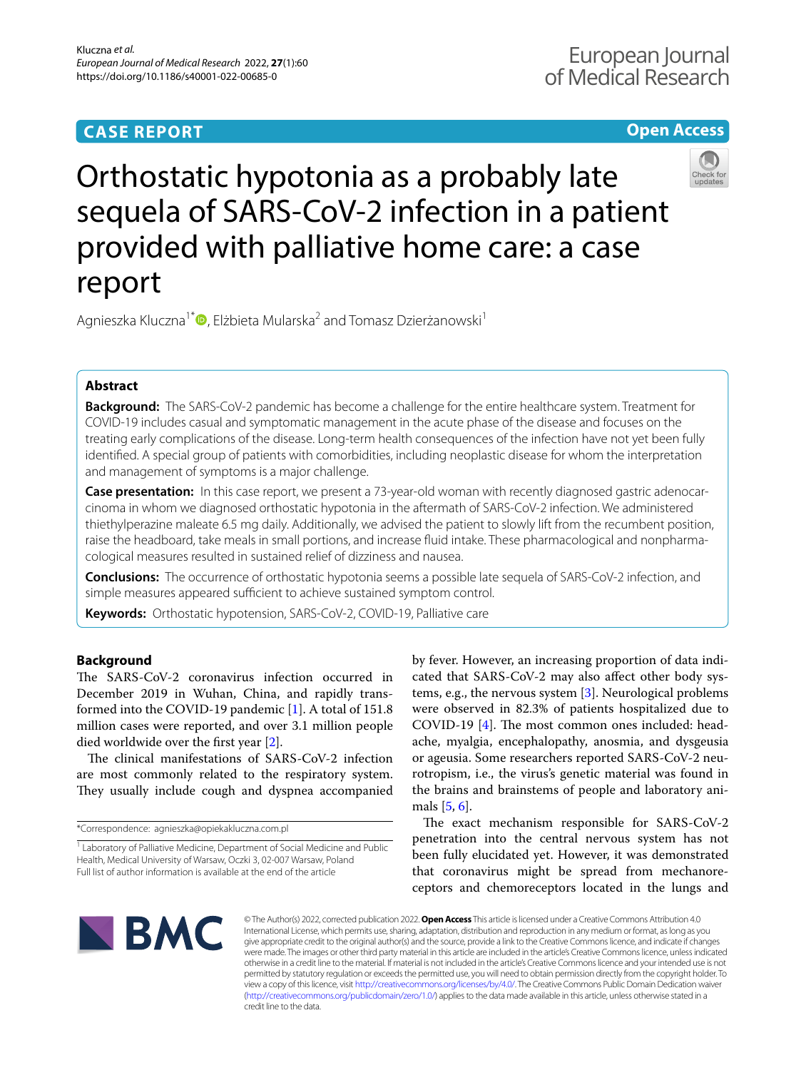CASE REPORT

Open Access

# Orthostatic hypotonia as a probably late sequela of SARS-CoV-2 infection in a patient provided with palliative home care: a case report

Agnieszka Kluczna[1*], Elżbieta Mularska[2] and Tomasz Dzierżanowski[1]

## Abstract

**Background:** The SARS-CoV-2 pandemic has become a challenge for the entire healthcare system. Treatment for COVID-19 includes casual and symptomatic management in the acute phase of the disease and focuses on the treating early complications of the disease. Long-term health consequences of the infection have not yet been fully identified. A special group of patients with comorbidities, including neoplastic disease for whom the interpretation and management of symptoms is a major challenge.

**Case presentation:** In this case report, we present a 73-year-old woman with recently diagnosed gastric adenocarcinoma in whom we diagnosed orthostatic hypotonia in the aftermath of SARS-CoV-2 infection. We administered thiethylperazine maleate 6.5 mg daily. Additionally, we advised the patient to slowly lift from the recumbent position, raise the headboard, take meals in small portions, and increase fluid intake. These pharmacological and nonpharmacological measures resulted in sustained relief of dizziness and nausea.

**Conclusions:** The occurrence of orthostatic hypotonia seems a possible late sequela of SARS-CoV-2 infection, and simple measures appeared sufficient to achieve sustained symptom control.

**Keywords:** Orthostatic hypotension, SARS-CoV-2, COVID-19, Palliative care

## Background

The SARS-CoV-2 coronavirus infection occurred in December 2019 in Wuhan, China, and rapidly transformed into the COVID-19 pandemic [1]. A total of 151.8 million cases were reported, and over 3.1 million people died worldwide over the first year [2].

The clinical manifestations of SARS-CoV-2 infection are most commonly related to the respiratory system. They usually include cough and dyspnea accompanied by fever. However, an increasing proportion of data indicated that SARS-CoV-2 may also affect other body systems, e.g., the nervous system [3]. Neurological problems were observed in 82.3% of patients hospitalized due to COVID-19 [4]. The most common ones included: headache, myalgia, encephalopathy, anosmia, and dysgeusia or ageusia. Some researchers reported SARS-CoV-2 neurotropism, i.e., the virus's genetic material was found in the brains and brainstems of people and laboratory animals [5, 6].

The exact mechanism responsible for SARS-CoV-2 penetration into the central nervous system has not been fully elucidated yet. However, it was demonstrated that coronavirus might be spread from mechanoreceptors and chemoreceptors located in the lungs and

*Correspondence: agnieszka@opiekakluczna.com.pl

[1] Laboratory of Palliative Medicine, Department of Social Medicine and Public Health, Medical University of Warsaw, Oczki 3, 02-007 Warsaw, Poland

Full list of author information is available at the end of the article

© The Author(s) 2022, corrected publication 2022. **Open Access** This article is licensed under a Creative Commons Attribution 4.0 International License, which permits use, sharing, adaptation, distribution and reproduction in any medium or format, as long as you give appropriate credit to the original author(s) and the source, provide a link to the Creative Commons licence, and indicate if changes were made. The images or other third party material in this article are included in the article's Creative Commons licence, unless indicated otherwise in a credit line to the material. If material is not included in the article's Creative Commons licence and your intended use is not permitted by statutory regulation or exceeds the permitted use, you will need to obtain permission directly from the copyright holder. To view a copy of this licence, visit http://creativecommons.org/licenses/by/4.0/. The Creative Commons Public Domain Dedication waiver (http://creativecommons.org/publicdomain/zero/1.0/) applies to the data made available in this article, unless otherwise stated in a credit line to the data.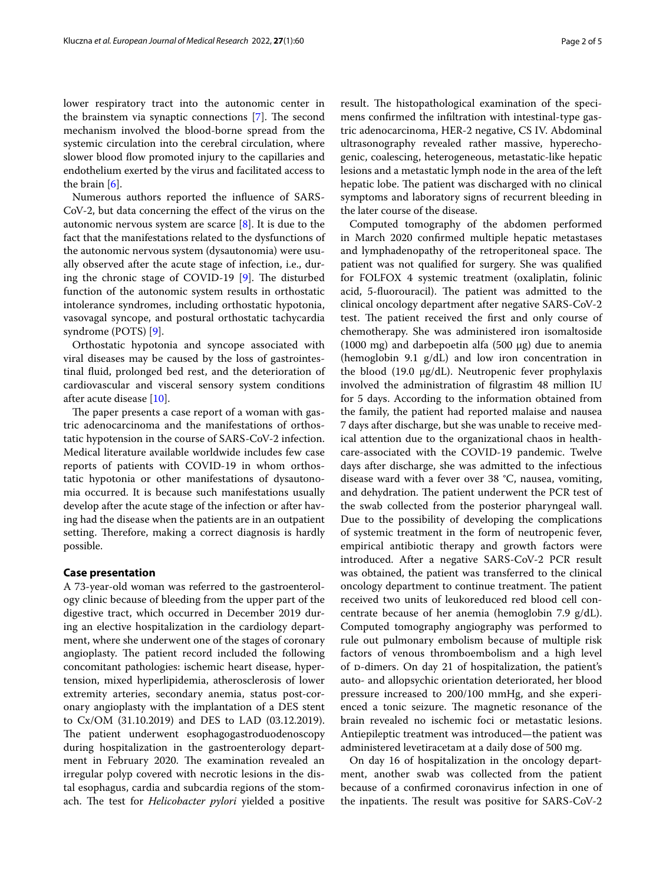lower respiratory tract into the autonomic center in the brainstem via synaptic connections [7]. The second mechanism involved the blood-borne spread from the systemic circulation into the cerebral circulation, where slower blood flow promoted injury to the capillaries and endothelium exerted by the virus and facilitated access to the brain [6].

Numerous authors reported the influence of SARS-CoV-2, but data concerning the effect of the virus on the autonomic nervous system are scarce [8]. It is due to the fact that the manifestations related to the dysfunctions of the autonomic nervous system (dysautonomia) were usually observed after the acute stage of infection, i.e., during the chronic stage of COVID-19 [9]. The disturbed function of the autonomic system results in orthostatic intolerance syndromes, including orthostatic hypotonia, vasovagal syncope, and postural orthostatic tachycardia syndrome (POTS) [9].

Orthostatic hypotonia and syncope associated with viral diseases may be caused by the loss of gastrointestinal fluid, prolonged bed rest, and the deterioration of cardiovascular and visceral sensory system conditions after acute disease [10].

The paper presents a case report of a woman with gastric adenocarcinoma and the manifestations of orthostatic hypotension in the course of SARS-CoV-2 infection. Medical literature available worldwide includes few case reports of patients with COVID-19 in whom orthostatic hypotonia or other manifestations of dysautonomia occurred. It is because such manifestations usually develop after the acute stage of the infection or after having had the disease when the patients are in an outpatient setting. Therefore, making a correct diagnosis is hardly possible.

## Case presentation

A 73-year-old woman was referred to the gastroenterology clinic because of bleeding from the upper part of the digestive tract, which occurred in December 2019 during an elective hospitalization in the cardiology department, where she underwent one of the stages of coronary angioplasty. The patient record included the following concomitant pathologies: ischemic heart disease, hypertension, mixed hyperlipidemia, atherosclerosis of lower extremity arteries, secondary anemia, status post-coronary angioplasty with the implantation of a DES stent to Cx/OM (31.10.2019) and DES to LAD (03.12.2019). The patient underwent esophagogastroduodenoscopy during hospitalization in the gastroenterology department in February 2020. The examination revealed an irregular polyp covered with necrotic lesions in the distal esophagus, cardia and subcardia regions of the stomach. The test for *Helicobacter pylori* yielded a positive result. The histopathological examination of the specimens confirmed the infiltration with intestinal-type gastric adenocarcinoma, HER-2 negative, CS IV. Abdominal ultrasonography revealed rather massive, hyperechogenic, coalescing, heterogeneous, metastatic-like hepatic lesions and a metastatic lymph node in the area of the left hepatic lobe. The patient was discharged with no clinical symptoms and laboratory signs of recurrent bleeding in the later course of the disease.

Computed tomography of the abdomen performed in March 2020 confirmed multiple hepatic metastases and lymphadenopathy of the retroperitoneal space. The patient was not qualified for surgery. She was qualified for FOLFOX 4 systemic treatment (oxaliplatin, folinic acid, 5-fluorouracil). The patient was admitted to the clinical oncology department after negative SARS-CoV-2 test. The patient received the first and only course of chemotherapy. She was administered iron isomaltoside (1000 mg) and darbepoetin alfa (500 μg) due to anemia (hemoglobin 9.1 g/dL) and low iron concentration in the blood (19.0 μg/dL). Neutropenic fever prophylaxis involved the administration of filgrastim 48 million IU for 5 days. According to the information obtained from the family, the patient had reported malaise and nausea 7 days after discharge, but she was unable to receive medical attention due to the organizational chaos in healthcare-associated with the COVID-19 pandemic. Twelve days after discharge, she was admitted to the infectious disease ward with a fever over 38 °C, nausea, vomiting, and dehydration. The patient underwent the PCR test of the swab collected from the posterior pharyngeal wall. Due to the possibility of developing the complications of systemic treatment in the form of neutropenic fever, empirical antibiotic therapy and growth factors were introduced. After a negative SARS-CoV-2 PCR result was obtained, the patient was transferred to the clinical oncology department to continue treatment. The patient received two units of leukoreduced red blood cell concentrate because of her anemia (hemoglobin 7.9 g/dL). Computed tomography angiography was performed to rule out pulmonary embolism because of multiple risk factors of venous thromboembolism and a high level of D-dimers. On day 21 of hospitalization, the patient's auto- and allopsychic orientation deteriorated, her blood pressure increased to 200/100 mmHg, and she experienced a tonic seizure. The magnetic resonance of the brain revealed no ischemic foci or metastatic lesions. Antiepileptic treatment was introduced—the patient was administered levetiracetam at a daily dose of 500 mg.

On day 16 of hospitalization in the oncology department, another swab was collected from the patient because of a confirmed coronavirus infection in one of the inpatients. The result was positive for SARS-CoV-2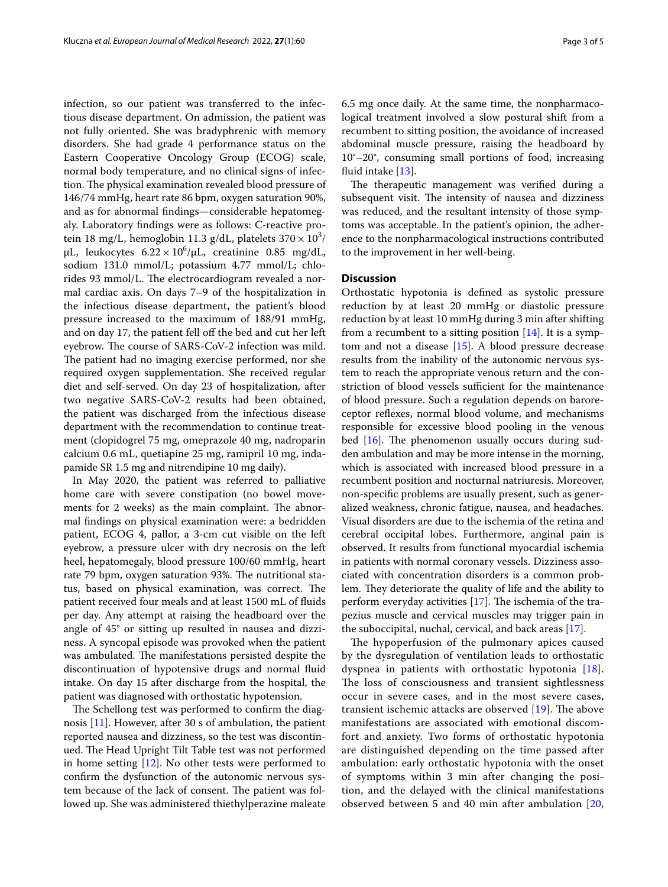infection, so our patient was transferred to the infectious disease department. On admission, the patient was not fully oriented. She was bradyphrenic with memory disorders. She had grade 4 performance status on the Eastern Cooperative Oncology Group (ECOG) scale, normal body temperature, and no clinical signs of infection. The physical examination revealed blood pressure of 146/74 mmHg, heart rate 86 bpm, oxygen saturation 90%, and as for abnormal findings—considerable hepatomegaly. Laboratory findings were as follows: C-reactive protein 18 mg/L, hemoglobin 11.3 g/dL, platelets $370 \times 10^3$/μL, leukocytes $6.22 \times 10^6$/μL, creatinine 0.85 mg/dL, sodium 131.0 mmol/L; potassium 4.77 mmol/L; chlorides 93 mmol/L. The electrocardiogram revealed a normal cardiac axis. On days 7–9 of the hospitalization in the infectious disease department, the patient's blood pressure increased to the maximum of 188/91 mmHg, and on day 17, the patient fell off the bed and cut her left eyebrow. The course of SARS-CoV-2 infection was mild. The patient had no imaging exercise performed, nor she required oxygen supplementation. She received regular diet and self-served. On day 23 of hospitalization, after two negative SARS-CoV-2 results had been obtained, the patient was discharged from the infectious disease department with the recommendation to continue treatment (clopidogrel 75 mg, omeprazole 40 mg, nadroparin calcium 0.6 mL, quetiapine 25 mg, ramipril 10 mg, indapamide SR 1.5 mg and nitrendipine 10 mg daily).

In May 2020, the patient was referred to palliative home care with severe constipation (no bowel movements for 2 weeks) as the main complaint. The abnormal findings on physical examination were: a bedridden patient, ECOG 4, pallor, a 3-cm cut visible on the left eyebrow, a pressure ulcer with dry necrosis on the left heel, hepatomegaly, blood pressure 100/60 mmHg, heart rate 79 bpm, oxygen saturation 93%. The nutritional status, based on physical examination, was correct. The patient received four meals and at least 1500 mL of fluids per day. Any attempt at raising the headboard over the angle of 45° or sitting up resulted in nausea and dizziness. A syncopal episode was provoked when the patient was ambulated. The manifestations persisted despite the discontinuation of hypotensive drugs and normal fluid intake. On day 15 after discharge from the hospital, the patient was diagnosed with orthostatic hypotension.

The Schellong test was performed to confirm the diagnosis [11]. However, after 30 s of ambulation, the patient reported nausea and dizziness, so the test was discontinued. The Head Upright Tilt Table test was not performed in home setting [12]. No other tests were performed to confirm the dysfunction of the autonomic nervous system because of the lack of consent. The patient was followed up. She was administered thiethylperazine maleate 6.5 mg once daily. At the same time, the nonpharmacological treatment involved a slow postural shift from a recumbent to sitting position, the avoidance of increased abdominal muscle pressure, raising the headboard by 10°–20°, consuming small portions of food, increasing fluid intake [13].

The therapeutic management was verified during a subsequent visit. The intensity of nausea and dizziness was reduced, and the resultant intensity of those symptoms was acceptable. In the patient's opinion, the adherence to the nonpharmacological instructions contributed to the improvement in her well-being.

## Discussion

Orthostatic hypotonia is defined as systolic pressure reduction by at least 20 mmHg or diastolic pressure reduction by at least 10 mmHg during 3 min after shifting from a recumbent to a sitting position [14]. It is a symptom and not a disease [15]. A blood pressure decrease results from the inability of the autonomic nervous system to reach the appropriate venous return and the constriction of blood vessels sufficient for the maintenance of blood pressure. Such a regulation depends on baroreceptor reflexes, normal blood volume, and mechanisms responsible for excessive blood pooling in the venous bed [16]. The phenomenon usually occurs during sudden ambulation and may be more intense in the morning, which is associated with increased blood pressure in a recumbent position and nocturnal natriuresis. Moreover, non-specific problems are usually present, such as generalized weakness, chronic fatigue, nausea, and headaches. Visual disorders are due to the ischemia of the retina and cerebral occipital lobes. Furthermore, anginal pain is observed. It results from functional myocardial ischemia in patients with normal coronary vessels. Dizziness associated with concentration disorders is a common problem. They deteriorate the quality of life and the ability to perform everyday activities [17]. The ischemia of the trapezius muscle and cervical muscles may trigger pain in the suboccipital, nuchal, cervical, and back areas [17].

The hypoperfusion of the pulmonary apices caused by the dysregulation of ventilation leads to orthostatic dyspnea in patients with orthostatic hypotonia [18]. The loss of consciousness and transient sightlessness occur in severe cases, and in the most severe cases, transient ischemic attacks are observed [19]. The above manifestations are associated with emotional discomfort and anxiety. Two forms of orthostatic hypotonia are distinguished depending on the time passed after ambulation: early orthostatic hypotonia with the onset of symptoms within 3 min after changing the position, and the delayed with the clinical manifestations observed between 5 and 40 min after ambulation [20,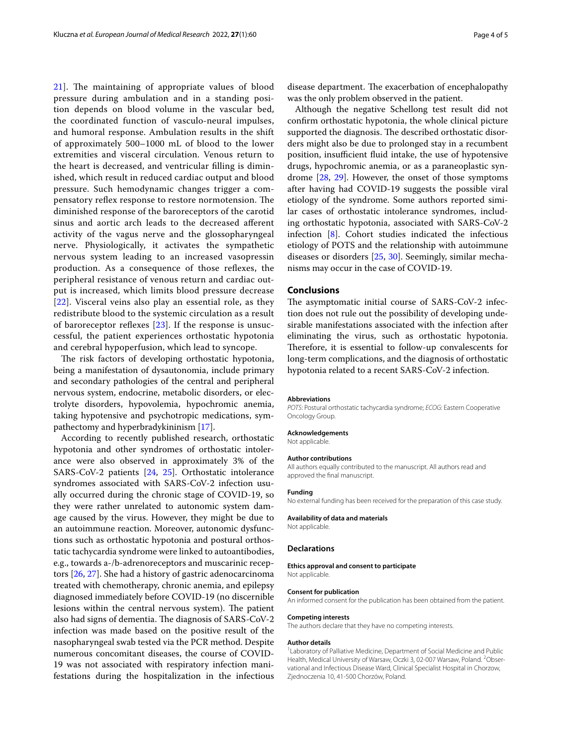21]. The maintaining of appropriate values of blood pressure during ambulation and in a standing position depends on blood volume in the vascular bed, the coordinated function of vasculo-neural impulses, and humoral response. Ambulation results in the shift of approximately 500–1000 mL of blood to the lower extremities and visceral circulation. Venous return to the heart is decreased, and ventricular filling is diminished, which result in reduced cardiac output and blood pressure. Such hemodynamic changes trigger a compensatory reflex response to restore normotension. The diminished response of the baroreceptors of the carotid sinus and aortic arch leads to the decreased afferent activity of the vagus nerve and the glossopharyngeal nerve. Physiologically, it activates the sympathetic nervous system leading to an increased vasopressin production. As a consequence of those reflexes, the peripheral resistance of venous return and cardiac output is increased, which limits blood pressure decrease [22]. Visceral veins also play an essential role, as they redistribute blood to the systemic circulation as a result of baroreceptor reflexes [23]. If the response is unsuccessful, the patient experiences orthostatic hypotonia and cerebral hypoperfusion, which lead to syncope.

The risk factors of developing orthostatic hypotonia, being a manifestation of dysautonomia, include primary and secondary pathologies of the central and peripheral nervous system, endocrine, metabolic disorders, or electrolyte disorders, hypovolemia, hypochromic anemia, taking hypotensive and psychotropic medications, sympathectomy and hyperbradykininism [17].

According to recently published research, orthostatic hypotonia and other syndromes of orthostatic intolerance were also observed in approximately 3% of the SARS-CoV-2 patients [24, 25]. Orthostatic intolerance syndromes associated with SARS-CoV-2 infection usually occurred during the chronic stage of COVID-19, so they were rather unrelated to autonomic system damage caused by the virus. However, they might be due to an autoimmune reaction. Moreover, autonomic dysfunctions such as orthostatic hypotonia and postural orthostatic tachycardia syndrome were linked to autoantibodies, e.g., towards a-/b-adrenoreceptors and muscarinic receptors [26, 27]. She had a history of gastric adenocarcinoma treated with chemotherapy, chronic anemia, and epilepsy diagnosed immediately before COVID-19 (no discernible lesions within the central nervous system). The patient also had signs of dementia. The diagnosis of SARS-CoV-2 infection was made based on the positive result of the nasopharyngeal swab tested via the PCR method. Despite numerous concomitant diseases, the course of COVID-19 was not associated with respiratory infection manifestations during the hospitalization in the infectious disease department. The exacerbation of encephalopathy was the only problem observed in the patient.

Although the negative Schellong test result did not confirm orthostatic hypotonia, the whole clinical picture supported the diagnosis. The described orthostatic disorders might also be due to prolonged stay in a recumbent position, insufficient fluid intake, the use of hypotensive drugs, hypochromic anemia, or as a paraneoplastic syndrome [28, 29]. However, the onset of those symptoms after having had COVID-19 suggests the possible viral etiology of the syndrome. Some authors reported similar cases of orthostatic intolerance syndromes, including orthostatic hypotonia, associated with SARS-CoV-2 infection [8]. Cohort studies indicated the infectious etiology of POTS and the relationship with autoimmune diseases or disorders [25, 30]. Seemingly, similar mechanisms may occur in the case of COVID-19.

## Conclusions

The asymptomatic initial course of SARS-CoV-2 infection does not rule out the possibility of developing undesirable manifestations associated with the infection after eliminating the virus, such as orthostatic hypotonia. Therefore, it is essential to follow-up convalescents for long-term complications, and the diagnosis of orthostatic hypotonia related to a recent SARS-CoV-2 infection.

#### Abbreviations

*POTS*: Postural orthostatic tachycardia syndrome; *ECOG*: Eastern Cooperative Oncology Group.

#### Acknowledgements

Not applicable.

#### Author contributions

All authors equally contributed to the manuscript. All authors read and approved the final manuscript.

#### Funding

No external funding has been received for the preparation of this case study.

#### Availability of data and materials

Not applicable.

### Declarations

#### Ethics approval and consent to participate

Not applicable.

#### Consent for publication

An informed consent for the publication has been obtained from the patient.

#### Competing interests

The authors declare that they have no competing interests.

#### Author details

[1] Laboratory of Palliative Medicine, Department of Social Medicine and Public Health, Medical University of Warsaw, Oczki 3, 02-007 Warsaw, Poland. [2] Observational and Infectious Disease Ward, Clinical Specialist Hospital in Chorzow, Zjednoczenia 10, 41-500 Chorzów, Poland.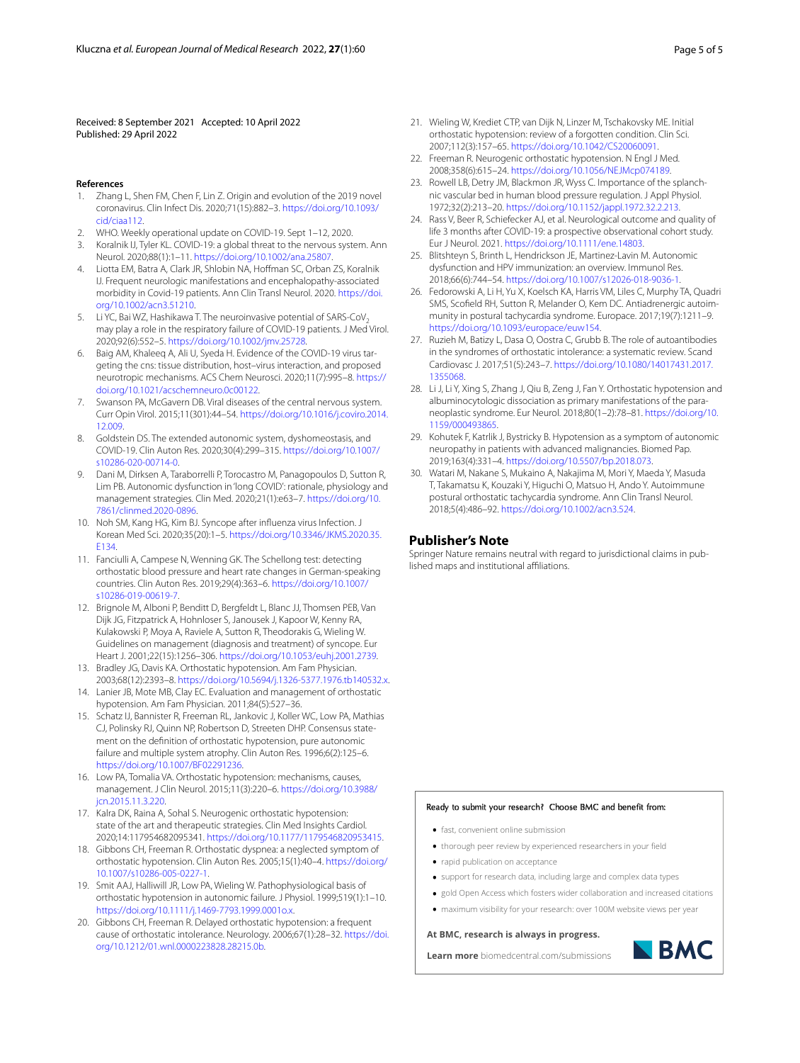Received: 8 September 2021 Accepted: 10 April 2022
Published: 29 April 2022

## References

1. Zhang L, Shen FM, Chen F, Lin Z. Origin and evolution of the 2019 novel coronavirus. Clin Infect Dis. 2020;71(15):882–3. https://doi.org/10.1093/cid/ciaa112.
2. WHO. Weekly operational update on COVID-19. Sept 1–12, 2020.
3. Koralnik IJ, Tyler KL. COVID-19: a global threat to the nervous system. Ann Neurol. 2020;88(1):1–11. https://doi.org/10.1002/ana.25807.
4. Liotta EM, Batra A, Clark JR, Shlobin NA, Hoffman SC, Orban ZS, Koralnik IJ. Frequent neurologic manifestations and encephalopathy-associated morbidity in Covid-19 patients. Ann Clin Transl Neurol. 2020. https://doi.org/10.1002/acn3.51210.
5. Li YC, Bai WZ, Hashikawa T. The neuroinvasive potential of SARS-CoV$_2$ may play a role in the respiratory failure of COVID-19 patients. J Med Virol. 2020;92(6):552–5. https://doi.org/10.1002/jmv.25728.
6. Baig AM, Khaleeq A, Ali U, Syeda H. Evidence of the COVID-19 virus targeting the cns: tissue distribution, host–virus interaction, and proposed neurotropic mechanisms. ACS Chem Neurosci. 2020;11(7):995–8. https://doi.org/10.1021/acschemneuro.0c00122.
7. Swanson PA, McGavern DB. Viral diseases of the central nervous system. Curr Opin Virol. 2015;11(301):44–54. https://doi.org/10.1016/j.coviro.2014.12.009.
8. Goldstein DS. The extended autonomic system, dyshomeostasis, and COVID-19. Clin Auton Res. 2020;30(4):299–315. https://doi.org/10.1007/s10286-020-00714-0.
9. Dani M, Dirksen A, Taraborrelli P, Torocastro M, Panagopoulos D, Sutton R, Lim PB. Autonomic dysfunction in 'long COVID': rationale, physiology and management strategies. Clin Med. 2020;21(1):e63–7. https://doi.org/10.7861/clinmed.2020-0896.
10. Noh SM, Kang HG, Kim BJ. Syncope after influenza virus Infection. J Korean Med Sci. 2020;35(20):1–5. https://doi.org/10.3346/JKMS.2020.35.E134.
11. Fanciulli A, Campese N, Wenning GK. The Schellong test: detecting orthostatic blood pressure and heart rate changes in German-speaking countries. Clin Auton Res. 2019;29(4):363–6. https://doi.org/10.1007/s10286-019-00619-7.
12. Brignole M, Alboni P, Benditt D, Bergfeldt L, Blanc JJ, Thomsen PEB, Van Dijk JG, Fitzpatrick A, Hohnloser S, Janousek J, Kapoor W, Kenny RA, Kulakowski P, Moya A, Raviele A, Sutton R, Theodorakis G, Wieling W. Guidelines on management (diagnosis and treatment) of syncope. Eur Heart J. 2001;22(15):1256–306. https://doi.org/10.1053/euhj.2001.2739.
13. Bradley JG, Davis KA. Orthostatic hypotension. Am Fam Physician. 2003;68(12):2393–8. https://doi.org/10.5694/j.1326-5377.1976.tb140532.x.
14. Lanier JB, Mote MB, Clay EC. Evaluation and management of orthostatic hypotension. Am Fam Physician. 2011;84(5):527–36.
15. Schatz IJ, Bannister R, Freeman RL, Jankovic J, Koller WC, Low PA, Mathias CJ, Polinsky RJ, Quinn NP, Robertson D, Streeten DHP. Consensus statement on the definition of orthostatic hypotension, pure autonomic failure and multiple system atrophy. Clin Auton Res. 1996;6(2):125–6. https://doi.org/10.1007/BF02291236.
16. Low PA, Tomalia VA. Orthostatic hypotension: mechanisms, causes, management. J Clin Neurol. 2015;11(3):220–6. https://doi.org/10.3988/jcn.2015.11.3.220.
17. Kalra DK, Raina A, Sohal S. Neurogenic orthostatic hypotension: state of the art and therapeutic strategies. Clin Med Insights Cardiol. 2020;14:117954682095341. https://doi.org/10.1177/1179546820953415.
18. Gibbons CH, Freeman R. Orthostatic dyspnea: a neglected symptom of orthostatic hypotension. Clin Auton Res. 2005;15(1):40–4. https://doi.org/10.1007/s10286-005-0227-1.
19. Smit AAJ, Halliwill JR, Low PA, Wieling W. Pathophysiological basis of orthostatic hypotension in autonomic failure. J Physiol. 1999;519(1):1–10. https://doi.org/10.1111/j.1469-7793.1999.0001o.x.
20. Gibbons CH, Freeman R. Delayed orthostatic hypotension: a frequent cause of orthostatic intolerance. Neurology. 2006;67(1):28–32. https://doi.org/10.1212/01.wnl.0000223828.28215.0b.
21. Wieling W, Krediet CTP, van Dijk N, Linzer M, Tschakovsky ME. Initial orthostatic hypotension: review of a forgotten condition. Clin Sci. 2007;112(3):157–65. https://doi.org/10.1042/CS20060091.
22. Freeman R. Neurogenic orthostatic hypotension. N Engl J Med. 2008;358(6):615–24. https://doi.org/10.1056/NEJMcp074189.
23. Rowell LB, Detry JM, Blackmon JR, Wyss C. Importance of the splanchnic vascular bed in human blood pressure regulation. J Appl Physiol. 1972;32(2):213–20. https://doi.org/10.1152/jappl.1972.32.2.213.
24. Rass V, Beer R, Schiefecker AJ, et al. Neurological outcome and quality of life 3 months after COVID-19: a prospective observational cohort study. Eur J Neurol. 2021. https://doi.org/10.1111/ene.14803.
25. Blitshteyn S, Brinth L, Hendrickson JE, Martinez-Lavin M. Autonomic dysfunction and HPV immunization: an overview. Immunol Res. 2018;66(6):744–54. https://doi.org/10.1007/s12026-018-9036-1.
26. Fedorowski A, Li H, Yu X, Koelsch KA, Harris VM, Liles C, Murphy TA, Quadri SMS, Scofield RH, Sutton R, Melander O, Kem DC. Antiadrenergic autoimmunity in postural tachycardia syndrome. Europace. 2017;19(7):1211–9. https://doi.org/10.1093/europace/euw154.
27. Ruzieh M, Batizy L, Dasa O, Oostra C, Grubb B. The role of autoantibodies in the syndromes of orthostatic intolerance: a systematic review. Scand Cardiovasc J. 2017;51(5):243–7. https://doi.org/10.1080/14017431.2017.1355068.
28. Li J, Li Y, Xing S, Zhang J, Qiu B, Zeng J, Fan Y. Orthostatic hypotension and albuminocytologic dissociation as primary manifestations of the paraneoplastic syndrome. Eur Neurol. 2018;80(1–2):78–81. https://doi.org/10.1159/000493865.
29. Kohutek F, Katrlik J, Bystricky B. Hypotension as a symptom of autonomic neuropathy in patients with advanced malignancies. Biomed Pap. 2019;163(4):331–4. https://doi.org/10.5507/bp.2018.073.
30. Watari M, Nakane S, Mukaino A, Nakajima M, Mori Y, Maeda Y, Masuda T, Takamatsu K, Kouzaki Y, Higuchi O, Matsuo H, Ando Y. Autoimmune postural orthostatic tachycardia syndrome. Ann Clin Transl Neurol. 2018;5(4):486–92. https://doi.org/10.1002/acn3.524.

## Publisher's Note

Springer Nature remains neutral with regard to jurisdictional claims in published maps and institutional affiliations.

Ready to submit your research? Choose BMC and benefit from:

- fast, convenient online submission
- thorough peer review by experienced researchers in your field
- rapid publication on acceptance
- support for research data, including large and complex data types
- gold Open Access which fosters wider collaboration and increased citations
- maximum visibility for your research: over 100M website views per year

**At BMC, research is always in progress.**

**Learn more** biomedcentral.com/submissions

BMC